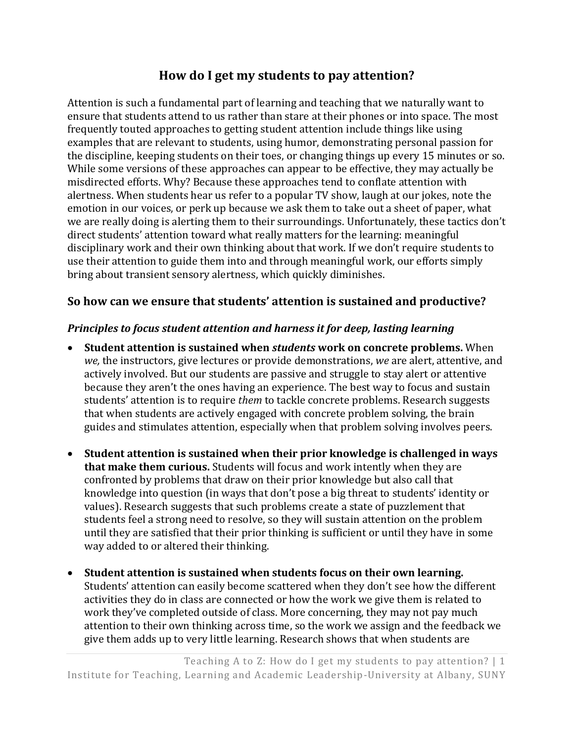# How do I get my students to pay attention?

Attention is such a fundamental part of learning and teaching that we naturally want to ensure that students attend to us rather than stare at their phones or into space. The most frequently touted approaches to getting student attention include things like using examples that are relevant to students, using humor, demonstrating personal passion for the discipline, keeping students on their toes, or changing things up every 15 minutes or so. While some versions of these approaches can appear to be effective, they may actually be misdirected efforts. Why? Because these approaches tend to conflate attention with alertness. When students hear us refer to a popular TV show, laugh at our jokes, note the emotion in our voices, or perk up because we ask them to take out a sheet of paper, what we are really doing is alerting them to their surroundings. Unfortunately, these tactics don't direct students' attention toward what really matters for the learning: meaningful disciplinary work and their own thinking about that work. If we don't require students to use their attention to guide them into and through meaningful work, our efforts simply bring about transient sensory alertness, which quickly diminishes.

## So how can we ensure that students' attention is sustained and productive?

### *Principles to focus student attention and harness it for deep, lasting learning*

- **Student attention is sustained when *students* work on concrete problems.** When *we,* the instructors, give lectures or provide demonstrations, *we* are alert, attentive, and actively involved. But our students are passive and struggle to stay alert or attentive because they aren't the ones having an experience. The best way to focus and sustain students' attention is to require *them* to tackle concrete problems. Research suggests that when students are actively engaged with concrete problem solving, the brain guides and stimulates attention, especially when that problem solving involves peers.

- **Student attention is sustained when their prior knowledge is challenged in ways that make them curious.** Students will focus and work intently when they are confronted by problems that draw on their prior knowledge but also call that knowledge into question (in ways that don't pose a big threat to students' identity or values). Research suggests that such problems create a state of puzzlement that students feel a strong need to resolve, so they will sustain attention on the problem until they are satisfied that their prior thinking is sufficient or until they have in some way added to or altered their thinking.

- **Student attention is sustained when students focus on their own learning.** Students' attention can easily become scattered when they don't see how the different activities they do in class are connected or how the work we give them is related to work they've completed outside of class. More concerning, they may not pay much attention to their own thinking across time, so the work we assign and the feedback we give them adds up to very little learning. Research shows that when students are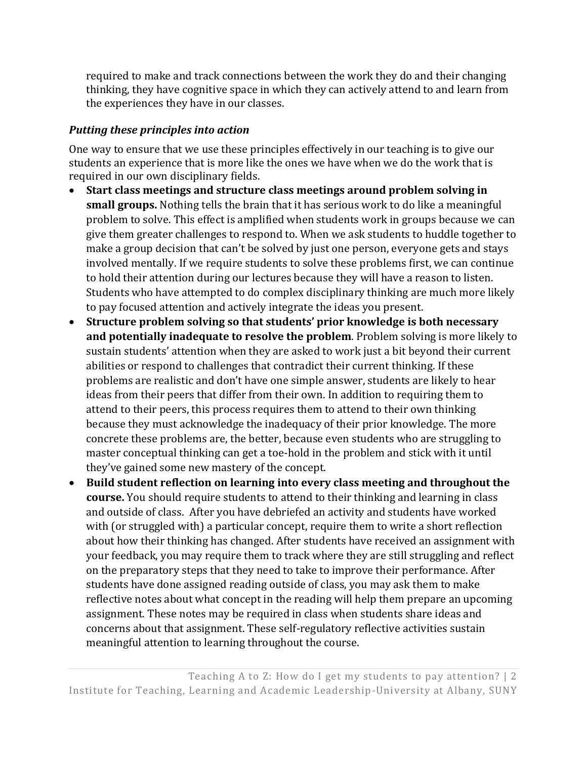required to make and track connections between the work they do and their changing thinking, they have cognitive space in which they can actively attend to and learn from the experiences they have in our classes.

***Putting these principles into action***

One way to ensure that we use these principles effectively in our teaching is to give our students an experience that is more like the ones we have when we do the work that is required in our own disciplinary fields.

- **Start class meetings and structure class meetings around problem solving in small groups.** Nothing tells the brain that it has serious work to do like a meaningful problem to solve. This effect is amplified when students work in groups because we can give them greater challenges to respond to. When we ask students to huddle together to make a group decision that can't be solved by just one person, everyone gets and stays involved mentally. If we require students to solve these problems first, we can continue to hold their attention during our lectures because they will have a reason to listen. Students who have attempted to do complex disciplinary thinking are much more likely to pay focused attention and actively integrate the ideas you present.
- **Structure problem solving so that students' prior knowledge is both necessary and potentially inadequate to resolve the problem**. Problem solving is more likely to sustain students' attention when they are asked to work just a bit beyond their current abilities or respond to challenges that contradict their current thinking. If these problems are realistic and don't have one simple answer, students are likely to hear ideas from their peers that differ from their own. In addition to requiring them to attend to their peers, this process requires them to attend to their own thinking because they must acknowledge the inadequacy of their prior knowledge. The more concrete these problems are, the better, because even students who are struggling to master conceptual thinking can get a toe-hold in the problem and stick with it until they've gained some new mastery of the concept.
- **Build student reflection on learning into every class meeting and throughout the course.** You should require students to attend to their thinking and learning in class and outside of class. After you have debriefed an activity and students have worked with (or struggled with) a particular concept, require them to write a short reflection about how their thinking has changed. After students have received an assignment with your feedback, you may require them to track where they are still struggling and reflect on the preparatory steps that they need to take to improve their performance. After students have done assigned reading outside of class, you may ask them to make reflective notes about what concept in the reading will help them prepare an upcoming assignment. These notes may be required in class when students share ideas and concerns about that assignment. These self-regulatory reflective activities sustain meaningful attention to learning throughout the course.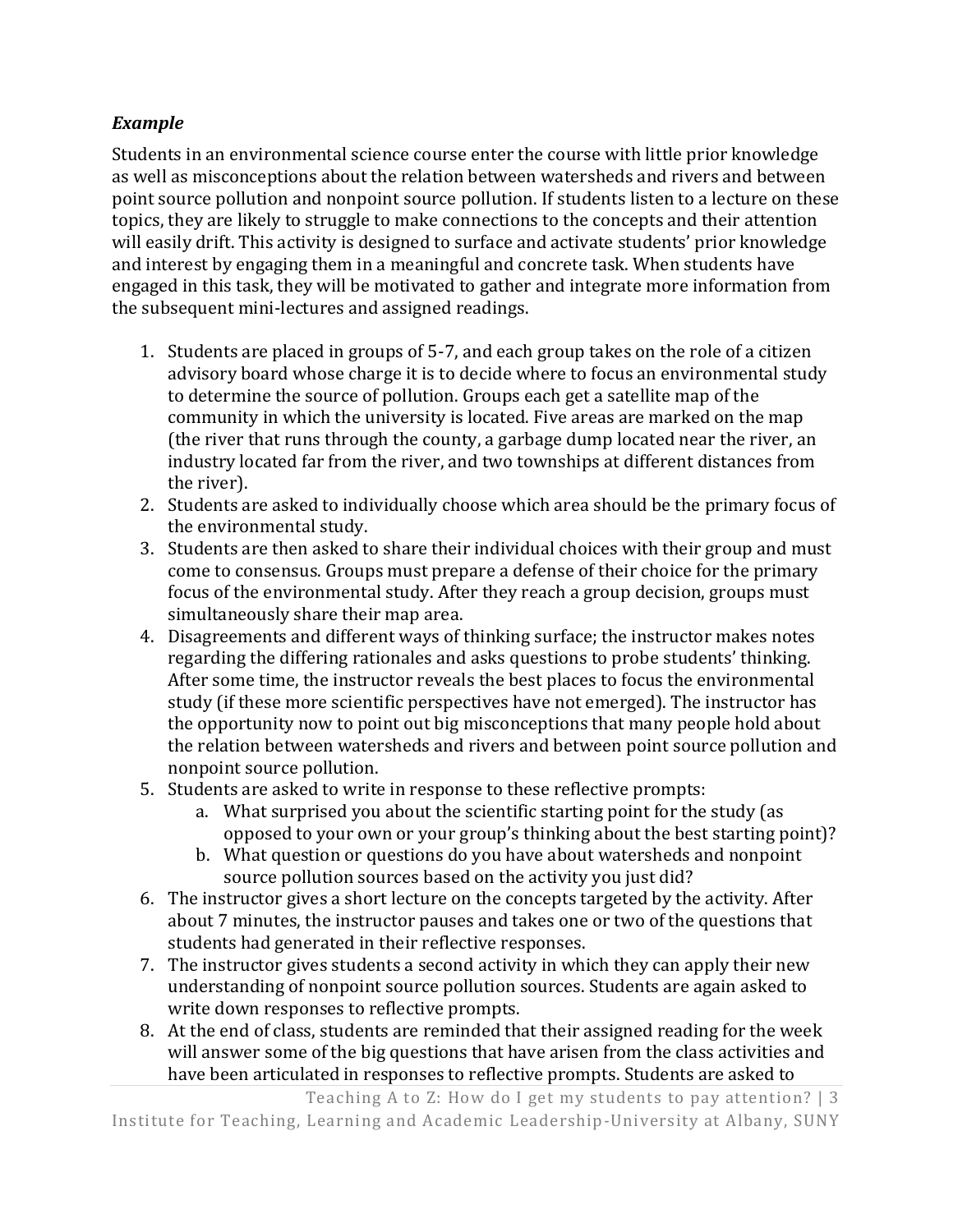### *Example*

Students in an environmental science course enter the course with little prior knowledge as well as misconceptions about the relation between watersheds and rivers and between point source pollution and nonpoint source pollution. If students listen to a lecture on these topics, they are likely to struggle to make connections to the concepts and their attention will easily drift. This activity is designed to surface and activate students' prior knowledge and interest by engaging them in a meaningful and concrete task. When students have engaged in this task, they will be motivated to gather and integrate more information from the subsequent mini-lectures and assigned readings.

1. Students are placed in groups of 5-7, and each group takes on the role of a citizen advisory board whose charge it is to decide where to focus an environmental study to determine the source of pollution. Groups each get a satellite map of the community in which the university is located. Five areas are marked on the map (the river that runs through the county, a garbage dump located near the river, an industry located far from the river, and two townships at different distances from the river).
2. Students are asked to individually choose which area should be the primary focus of the environmental study.
3. Students are then asked to share their individual choices with their group and must come to consensus. Groups must prepare a defense of their choice for the primary focus of the environmental study. After they reach a group decision, groups must simultaneously share their map area.
4. Disagreements and different ways of thinking surface; the instructor makes notes regarding the differing rationales and asks questions to probe students' thinking. After some time, the instructor reveals the best places to focus the environmental study (if these more scientific perspectives have not emerged). The instructor has the opportunity now to point out big misconceptions that many people hold about the relation between watersheds and rivers and between point source pollution and nonpoint source pollution.
5. Students are asked to write in response to these reflective prompts:
    a. What surprised you about the scientific starting point for the study (as opposed to your own or your group's thinking about the best starting point)?
    b. What question or questions do you have about watersheds and nonpoint source pollution sources based on the activity you just did?
6. The instructor gives a short lecture on the concepts targeted by the activity. After about 7 minutes, the instructor pauses and takes one or two of the questions that students had generated in their reflective responses.
7. The instructor gives students a second activity in which they can apply their new understanding of nonpoint source pollution sources. Students are again asked to write down responses to reflective prompts.
8. At the end of class, students are reminded that their assigned reading for the week will answer some of the big questions that have arisen from the class activities and have been articulated in responses to reflective prompts. Students are asked to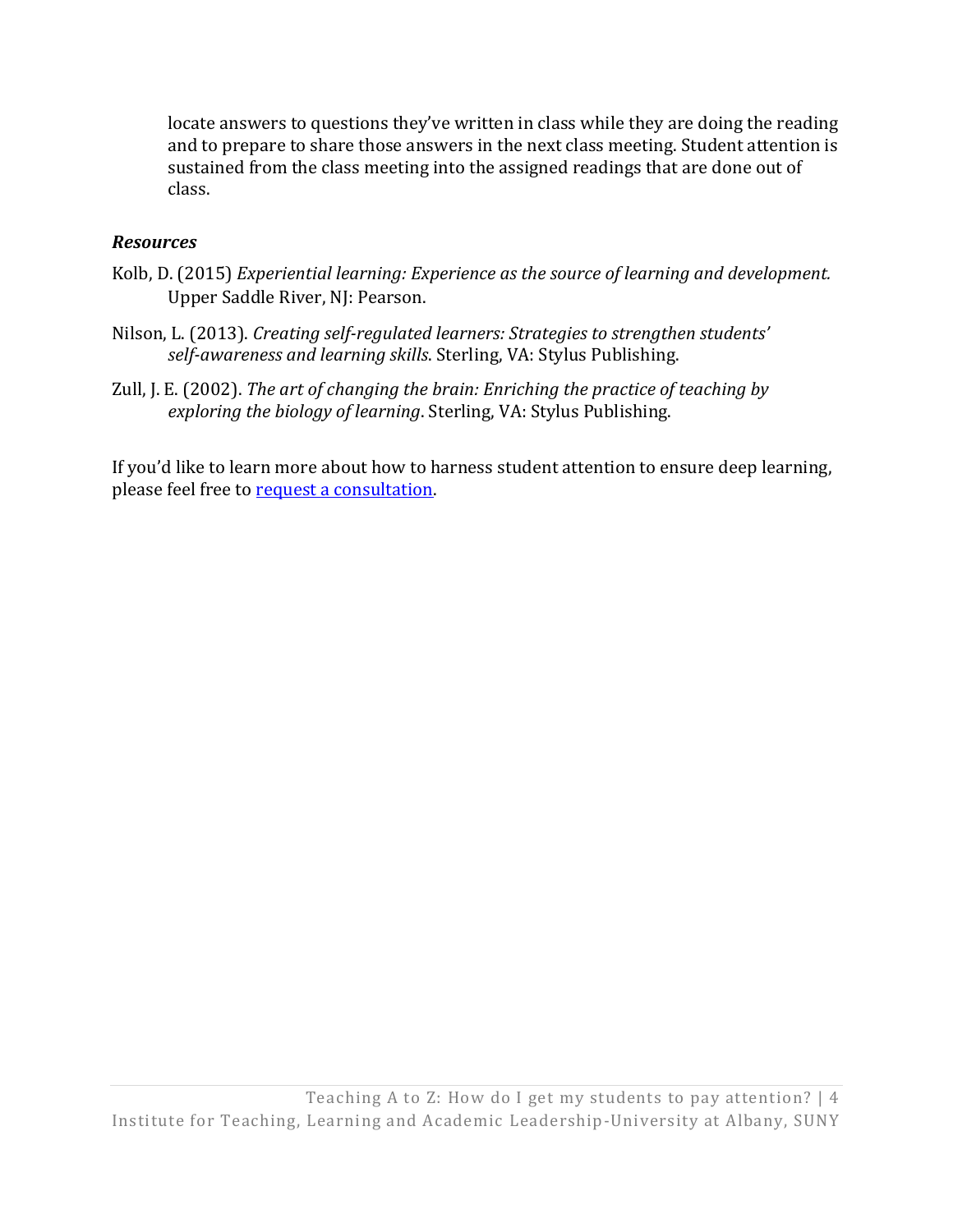locate answers to questions they've written in class while they are doing the reading and to prepare to share those answers in the next class meeting. Student attention is sustained from the class meeting into the assigned readings that are done out of class.

### *Resources*

Kolb, D. (2015) *Experiential learning: Experience as the source of learning and development.* Upper Saddle River, NJ: Pearson.

Nilson, L. (2013). *Creating self-regulated learners: Strategies to strengthen students' self-awareness and learning skills*. Sterling, VA: Stylus Publishing.

Zull, J. E. (2002). *The art of changing the brain: Enriching the practice of teaching by exploring the biology of learning*. Sterling, VA: Stylus Publishing.

If you'd like to learn more about how to harness student attention to ensure deep learning, please feel free to request a consultation.